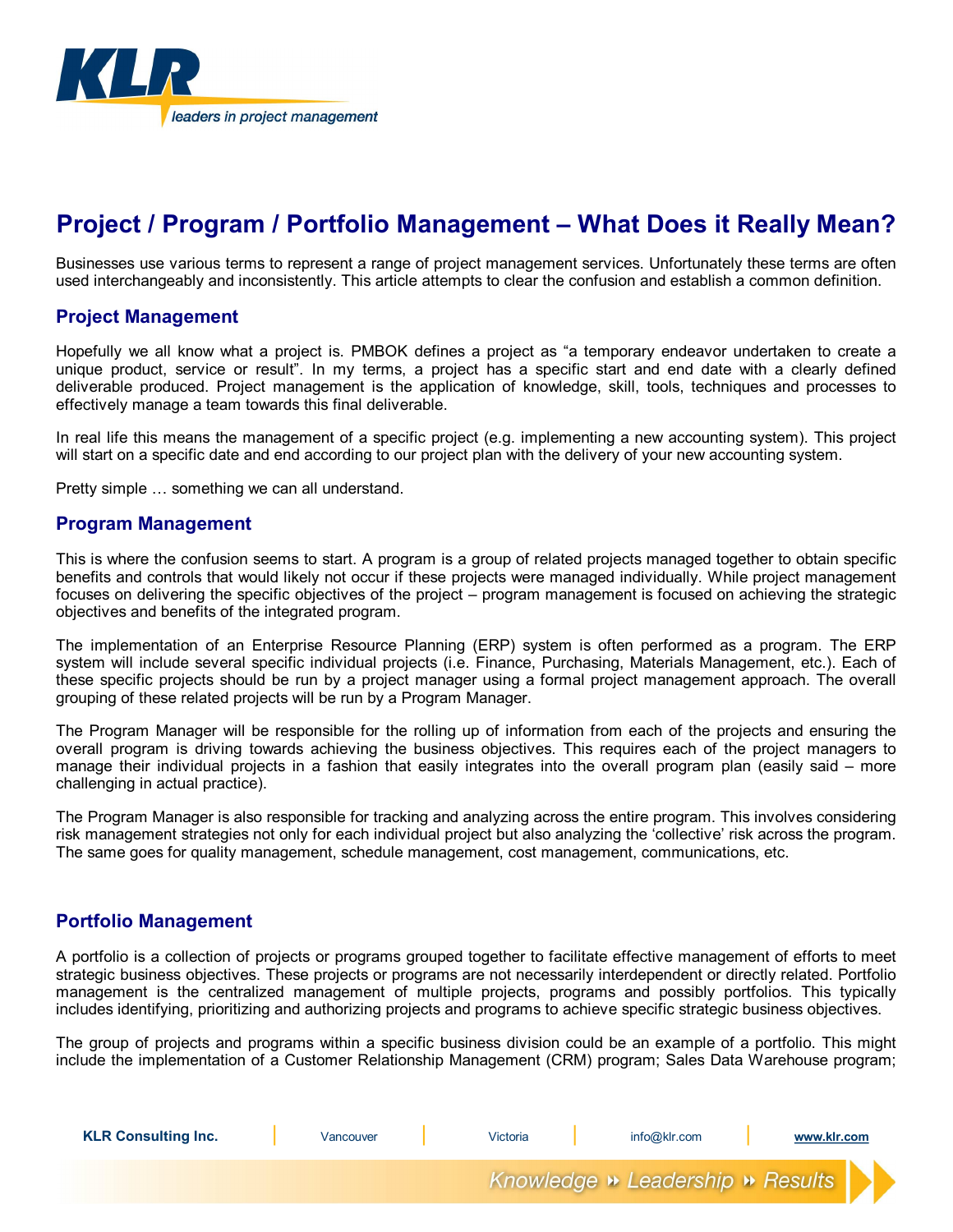# Project / Program / Portfolio Management – What Does it Really Mean?

Businesses use various terms to represent a range of project management services. Unfortunately these terms are often used interchangeably and inconsistently. This article attempts to clear the confusion and establish a common definition.

## Project Management

Hopefully we all know what a project is. PMBOK defines a project as "a temporary endeavor undertaken to create a unique product, service or result". In my terms, a project has a specific start and end date with a clearly defined deliverable produced. Project management is the application of knowledge, skill, tools, techniques and processes to effectively manage a team towards this final deliverable.

In real life this means the management of a specific project (e.g. implementing a new accounting system). This project will start on a specific date and end according to our project plan with the delivery of your new accounting system.

Pretty simple … something we can all understand.

## Program Management

This is where the confusion seems to start. A program is a group of related projects managed together to obtain specific benefits and controls that would likely not occur if these projects were managed individually. While project management focuses on delivering the specific objectives of the project – program management is focused on achieving the strategic objectives and benefits of the integrated program.

The implementation of an Enterprise Resource Planning (ERP) system is often performed as a program. The ERP system will include several specific individual projects (i.e. Finance, Purchasing, Materials Management, etc.). Each of these specific projects should be run by a project manager using a formal project management approach. The overall grouping of these related projects will be run by a Program Manager.

The Program Manager will be responsible for the rolling up of information from each of the projects and ensuring the overall program is driving towards achieving the business objectives. This requires each of the project managers to manage their individual projects in a fashion that easily integrates into the overall program plan (easily said – more challenging in actual practice).

The Program Manager is also responsible for tracking and analyzing across the entire program. This involves considering risk management strategies not only for each individual project but also analyzing the 'collective' risk across the program. The same goes for quality management, schedule management, cost management, communications, etc.

## Portfolio Management

A portfolio is a collection of projects or programs grouped together to facilitate effective management of efforts to meet strategic business objectives. These projects or programs are not necessarily interdependent or directly related. Portfolio management is the centralized management of multiple projects, programs and possibly portfolios. This typically includes identifying, prioritizing and authorizing projects and programs to achieve specific strategic business objectives.

The group of projects and programs within a specific business division could be an example of a portfolio. This might include the implementation of a Customer Relationship Management (CRM) program; Sales Data Warehouse program;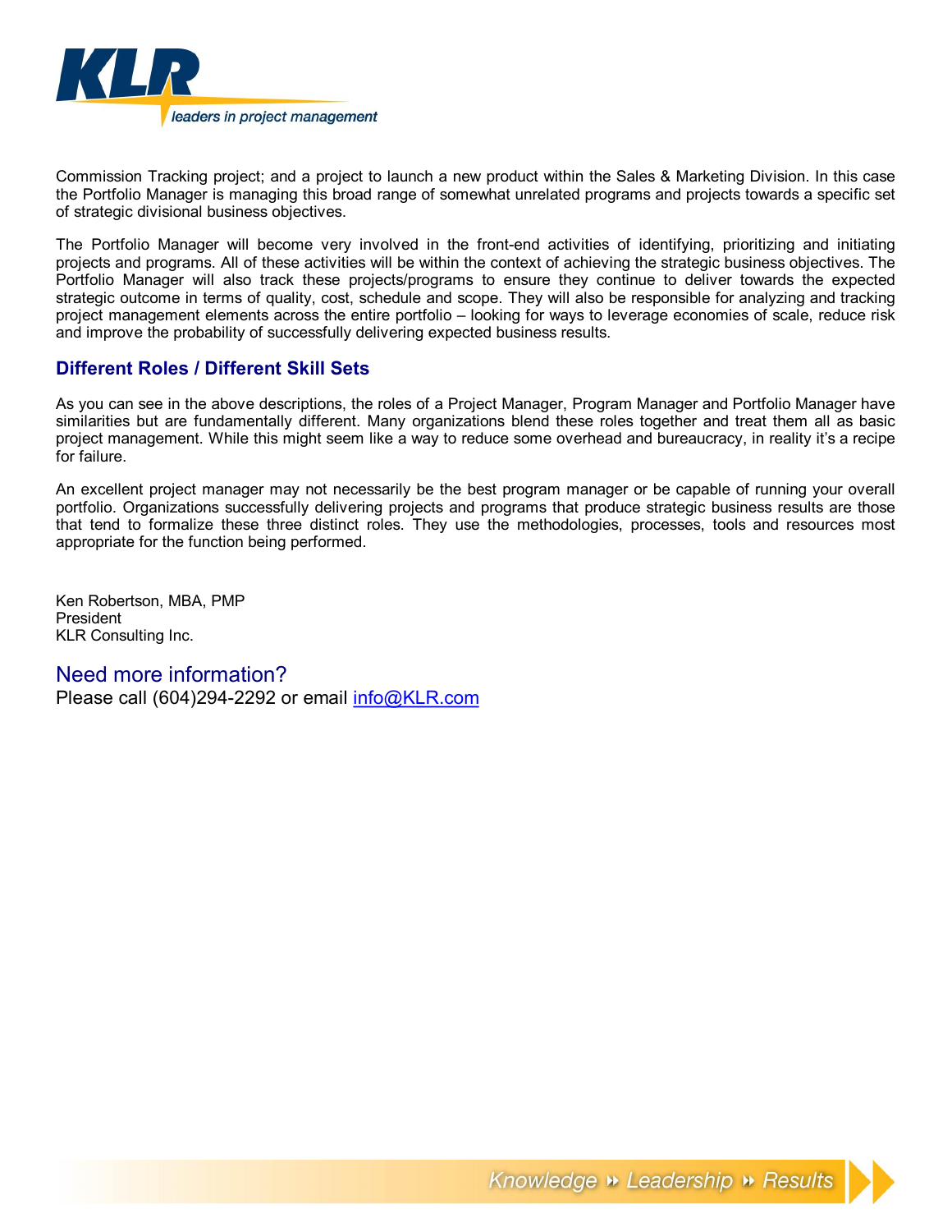Commission Tracking project; and a project to launch a new product within the Sales & Marketing Division. In this case the Portfolio Manager is managing this broad range of somewhat unrelated programs and projects towards a specific set of strategic divisional business objectives.

The Portfolio Manager will become very involved in the front-end activities of identifying, prioritizing and initiating projects and programs. All of these activities will be within the context of achieving the strategic business objectives. The Portfolio Manager will also track these projects/programs to ensure they continue to deliver towards the expected strategic outcome in terms of quality, cost, schedule and scope. They will also be responsible for analyzing and tracking project management elements across the entire portfolio – looking for ways to leverage economies of scale, reduce risk and improve the probability of successfully delivering expected business results.

## Different Roles / Different Skill Sets

As you can see in the above descriptions, the roles of a Project Manager, Program Manager and Portfolio Manager have similarities but are fundamentally different. Many organizations blend these roles together and treat them all as basic project management. While this might seem like a way to reduce some overhead and bureaucracy, in reality it's a recipe for failure.

An excellent project manager may not necessarily be the best program manager or be capable of running your overall portfolio. Organizations successfully delivering projects and programs that produce strategic business results are those that tend to formalize these three distinct roles. They use the methodologies, processes, tools and resources most appropriate for the function being performed.

Ken Robertson, MBA, PMP
President
KLR Consulting Inc.

## Need more information?

Please call (604)294-2292 or email info@KLR.com